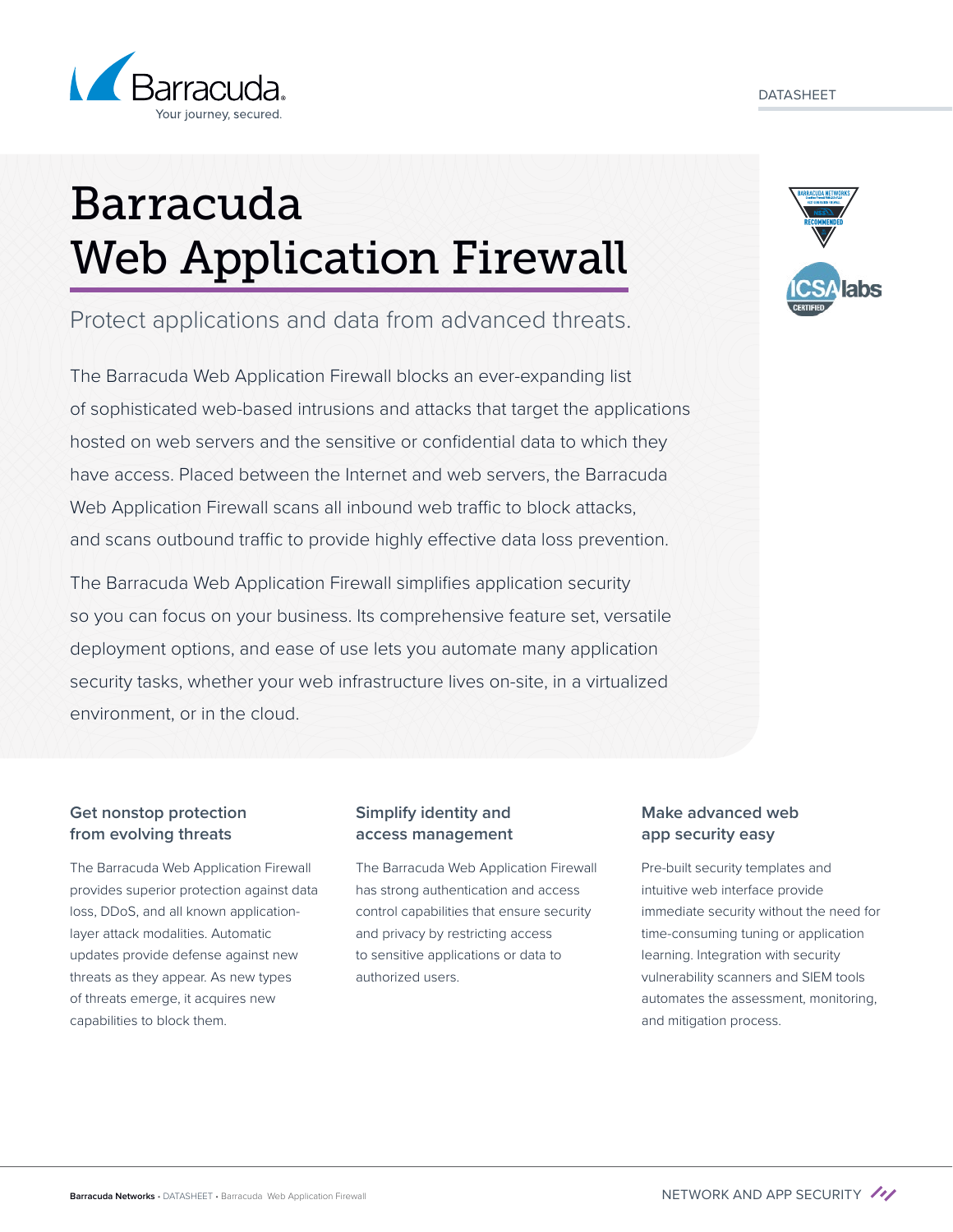DATASHEET

# Barracuda Web Application Firewall

## Protect applications and data from advanced threats.

The Barracuda Web Application Firewall blocks an ever-expanding list of sophisticated web-based intrusions and attacks that target the applications hosted on web servers and the sensitive or confidential data to which they have access. Placed between the Internet and web servers, the Barracuda Web Application Firewall scans all inbound web traffic to block attacks, and scans outbound traffic to provide highly effective data loss prevention.

The Barracuda Web Application Firewall simplifies application security so you can focus on your business. Its comprehensive feature set, versatile deployment options, and ease of use lets you automate many application security tasks, whether your web infrastructure lives on-site, in a virtualized environment, or in the cloud.

### Get nonstop protection from evolving threats

The Barracuda Web Application Firewall provides superior protection against data loss, DDoS, and all known application-layer attack modalities. Automatic updates provide defense against new threats as they appear. As new types of threats emerge, it acquires new capabilities to block them.

### Simplify identity and access management

The Barracuda Web Application Firewall has strong authentication and access control capabilities that ensure security and privacy by restricting access to sensitive applications or data to authorized users.

### Make advanced web app security easy

Pre-built security templates and intuitive web interface provide immediate security without the need for time-consuming tuning or application learning. Integration with security vulnerability scanners and SIEM tools automates the assessment, monitoring, and mitigation process.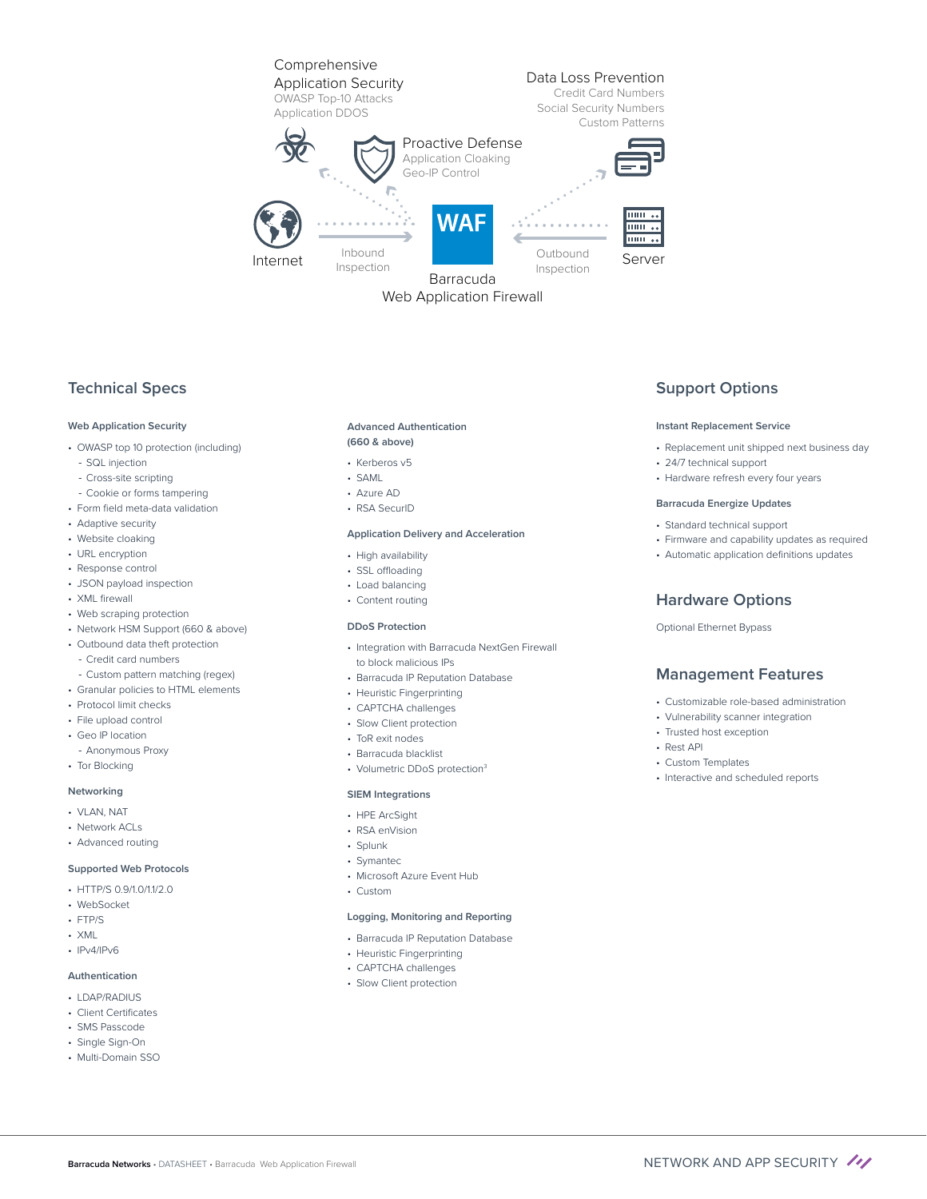Comprehensive Application Security
OWASP Top-10 Attacks
Application DDOS

Data Loss Prevention
Credit Card Numbers
Social Security Numbers
Custom Patterns

Proactive Defense
Application Cloaking
Geo-IP Control

Internet

Inbound Inspection

WAF

Barracuda Web Application Firewall

Outbound Inspection

Server

## Technical Specs

### Web Application Security

- OWASP top 10 protection (including)
  - SQL injection
  - Cross-site scripting
  - Cookie or forms tampering
- Form field meta-data validation
- Adaptive security
- Website cloaking
- URL encryption
- Response control
- JSON payload inspection
- XML firewall
- Web scraping protection
- Network HSM Support (660 & above)
- Outbound data theft protection
  - Credit card numbers
  - Custom pattern matching (regex)
- Granular policies to HTML elements
- Protocol limit checks
- File upload control
- Geo IP location
  - Anonymous Proxy
- Tor Blocking

### Networking

- VLAN, NAT
- Network ACLs
- Advanced routing

### Supported Web Protocols

- HTTP/S 0.9/1.0/1.1/2.0
- WebSocket
- FTP/S
- XML
- IPv4/IPv6

### Authentication

- LDAP/RADIUS
- Client Certificates
- SMS Passcode
- Single Sign-On
- Multi-Domain SSO

### Advanced Authentication (660 & above)

- Kerberos v5
- SAML
- Azure AD
- RSA SecurID

### Application Delivery and Acceleration

- High availability
- SSL offloading
- Load balancing
- Content routing

### DDoS Protection

- Integration with Barracuda NextGen Firewall to block malicious IPs
- Barracuda IP Reputation Database
- Heuristic Fingerprinting
- CAPTCHA challenges
- Slow Client protection
- ToR exit nodes
- Barracuda blacklist
- Volumetric DDoS protection[3]

### SIEM Integrations

- HPE ArcSight
- RSA enVision
- Splunk
- Symantec
- Microsoft Azure Event Hub
- Custom

### Logging, Monitoring and Reporting

- Barracuda IP Reputation Database
- Heuristic Fingerprinting
- CAPTCHA challenges
- Slow Client protection

## Support Options

### Instant Replacement Service

- Replacement unit shipped next business day
- 24/7 technical support
- Hardware refresh every four years

### Barracuda Energize Updates

- Standard technical support
- Firmware and capability updates as required
- Automatic application definitions updates

## Hardware Options

Optional Ethernet Bypass

## Management Features

- Customizable role-based administration
- Vulnerability scanner integration
- Trusted host exception
- Rest API
- Custom Templates
- Interactive and scheduled reports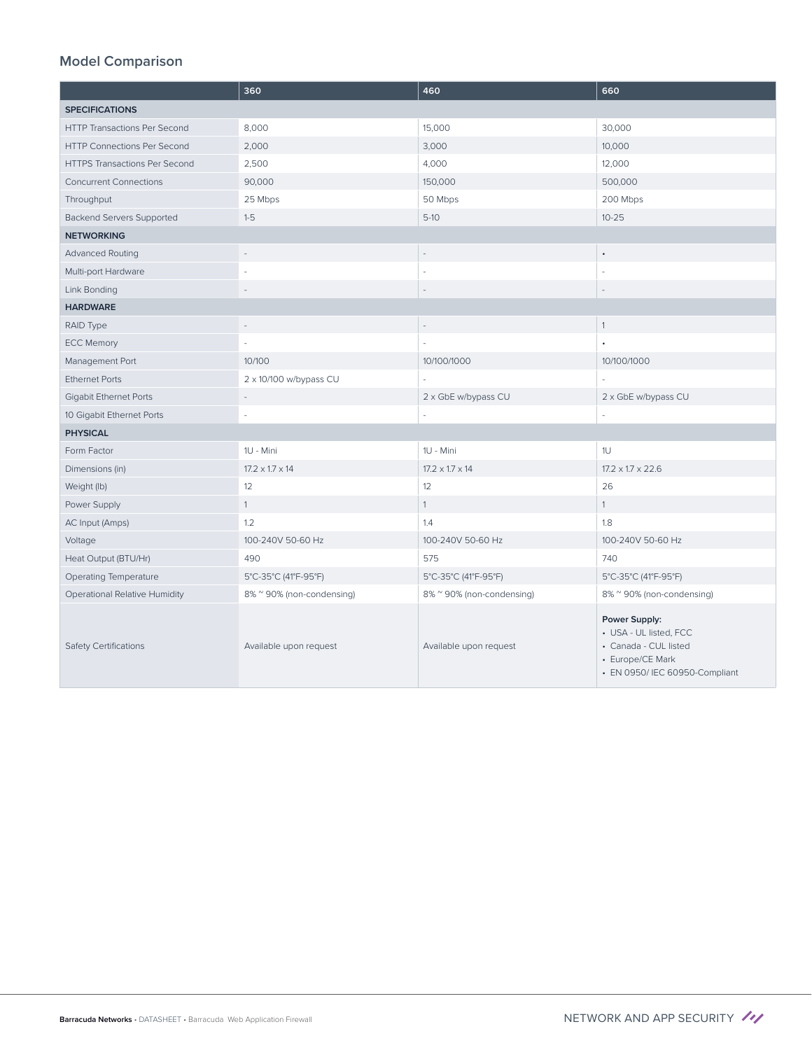## Model Comparison

| | 360 | 460 | 660 |
|---|---|---|---|
| **SPECIFICATIONS** | | | |
| HTTP Transactions Per Second | 8,000 | 15,000 | 30,000 |
| HTTP Connections Per Second | 2,000 | 3,000 | 10,000 |
| HTTPS Transactions Per Second | 2,500 | 4,000 | 12,000 |
| Concurrent Connections | 90,000 | 150,000 | 500,000 |
| Throughput | 25 Mbps | 50 Mbps | 200 Mbps |
| Backend Servers Supported | 1-5 | 5-10 | 10-25 |
| **NETWORKING** | | | |
| Advanced Routing | - | - | • |
| Multi-port Hardware | - | - | - |
| Link Bonding | - | - | - |
| **HARDWARE** | | | |
| RAID Type | - | - | 1 |
| ECC Memory | - | - | • |
| Management Port | 10/100 | 10/100/1000 | 10/100/1000 |
| Ethernet Ports | 2 x 10/100 w/bypass CU | - | - |
| Gigabit Ethernet Ports | - | 2 x GbE w/bypass CU | 2 x GbE w/bypass CU |
| 10 Gigabit Ethernet Ports | - | - | - |
| **PHYSICAL** | | | |
| Form Factor | 1U - Mini | 1U - Mini | 1U |
| Dimensions (in) | 17.2 x 1.7 x 14 | 17.2 x 1.7 x 14 | 17.2 x 1.7 x 22.6 |
| Weight (lb) | 12 | 12 | 26 |
| Power Supply | 1 | 1 | 1 |
| AC Input (Amps) | 1.2 | 1.4 | 1.8 |
| Voltage | 100-240V 50-60 Hz | 100-240V 50-60 Hz | 100-240V 50-60 Hz |
| Heat Output (BTU/Hr) | 490 | 575 | 740 |
| Operating Temperature | 5°C-35°C (41°F-95°F) | 5°C-35°C (41°F-95°F) | 5°C-35°C (41°F-95°F) |
| Operational Relative Humidity | 8% ~ 90% (non-condensing) | 8% ~ 90% (non-condensing) | 8% ~ 90% (non-condensing) |
| Safety Certifications | Available upon request | Available upon request | **Power Supply:** • USA - UL listed, FCC • Canada - CUL listed • Europe/CE Mark • EN 0950/ IEC 60950-Compliant |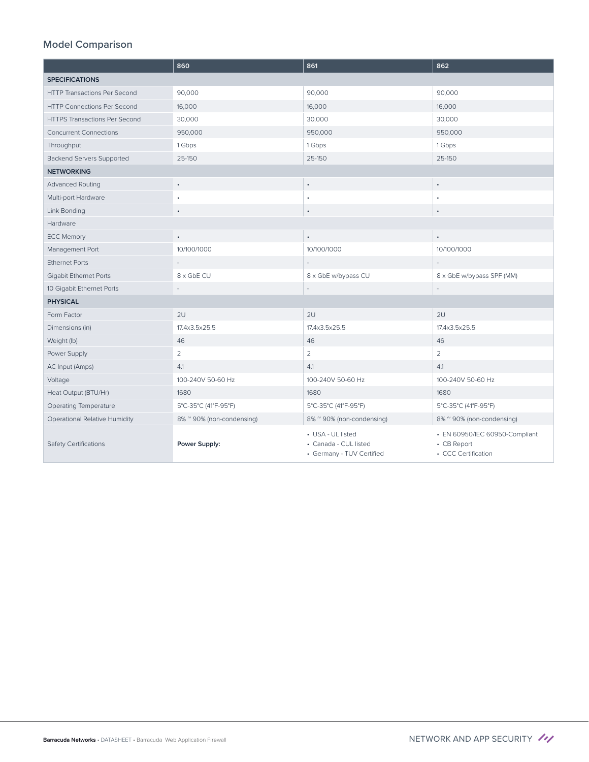## Model Comparison

| | 860 | 861 | 862 |
|---|---|---|---|
| **SPECIFICATIONS** | | | |
| HTTP Transactions Per Second | 90,000 | 90,000 | 90,000 |
| HTTP Connections Per Second | 16,000 | 16,000 | 16,000 |
| HTTPS Transactions Per Second | 30,000 | 30,000 | 30,000 |
| Concurrent Connections | 950,000 | 950,000 | 950,000 |
| Throughput | 1 Gbps | 1 Gbps | 1 Gbps |
| Backend Servers Supported | 25-150 | 25-150 | 25-150 |
| **NETWORKING** | | | |
| Advanced Routing | • | • | • |
| Multi-port Hardware | • | • | • |
| Link Bonding | • | • | • |
| Hardware | | | |
| ECC Memory | • | • | • |
| Management Port | 10/100/1000 | 10/100/1000 | 10/100/1000 |
| Ethernet Ports | - | - | - |
| Gigabit Ethernet Ports | 8 x GbE CU | 8 x GbE w/bypass CU | 8 x GbE w/bypass SPF (MM) |
| 10 Gigabit Ethernet Ports | - | - | - |
| **PHYSICAL** | | | |
| Form Factor | 2U | 2U | 2U |
| Dimensions (in) | 17.4x3.5x25.5 | 17.4x3.5x25.5 | 17.4x3.5x25.5 |
| Weight (lb) | 46 | 46 | 46 |
| Power Supply | 2 | 2 | 2 |
| AC Input (Amps) | 4.1 | 4.1 | 4.1 |
| Voltage | 100-240V 50-60 Hz | 100-240V 50-60 Hz | 100-240V 50-60 Hz |
| Heat Output (BTU/Hr) | 1680 | 1680 | 1680 |
| Operating Temperature | 5°C-35°C (41°F-95°F) | 5°C-35°C (41°F-95°F) | 5°C-35°C (41°F-95°F) |
| Operational Relative Humidity | 8% ~ 90% (non-condensing) | 8% ~ 90% (non-condensing) | 8% ~ 90% (non-condensing) |
| Safety Certifications | **Power Supply:** | • USA - UL listed<br>• Canada - CUL listed<br>• Germany - TUV Certified | • EN 60950/IEC 60950-Compliant<br>• CB Report<br>• CCC Certification |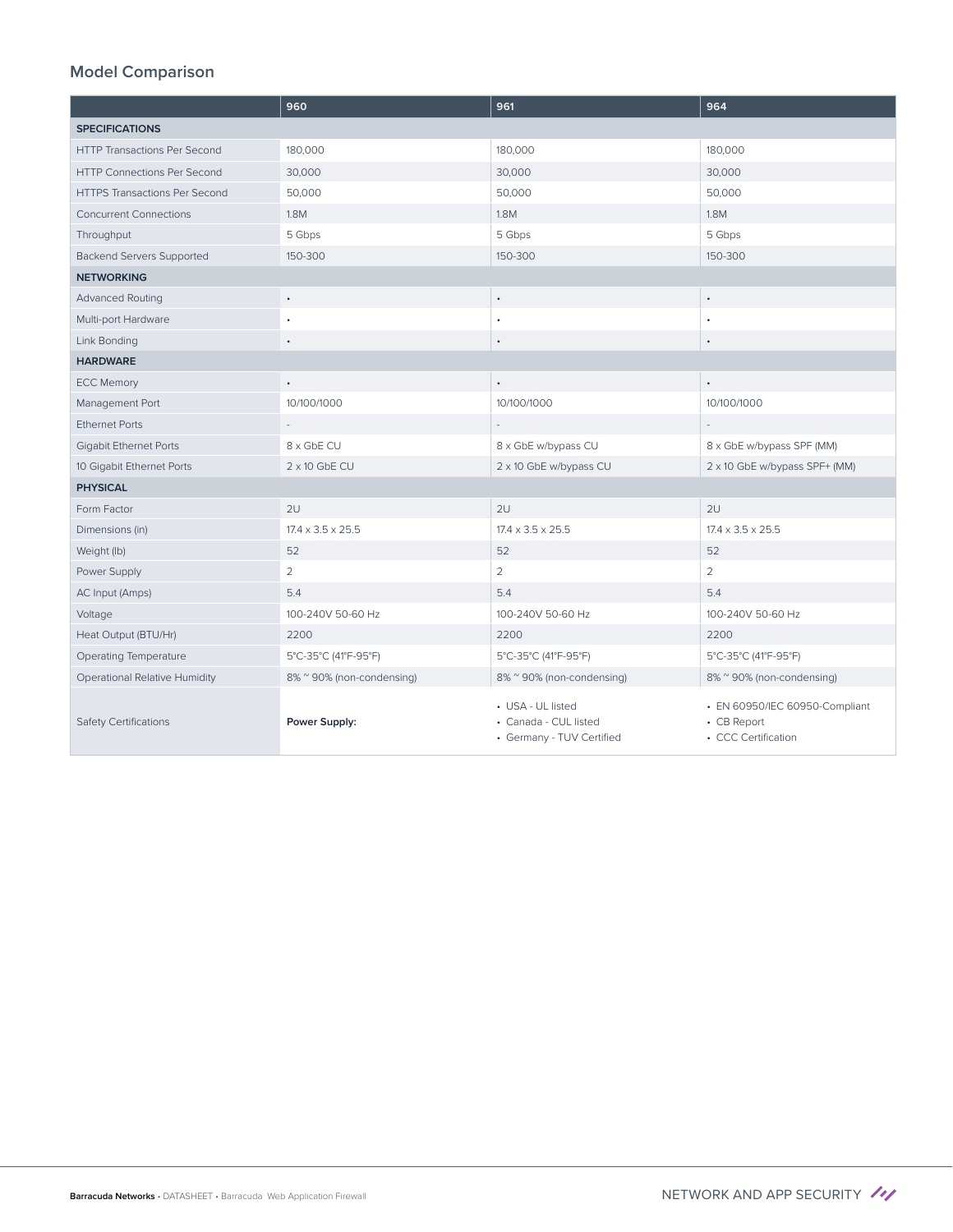## Model Comparison

| | 960 | 961 | 964 |
|---|---|---|---|
| **SPECIFICATIONS** | | | |
| HTTP Transactions Per Second | 180,000 | 180,000 | 180,000 |
| HTTP Connections Per Second | 30,000 | 30,000 | 30,000 |
| HTTPS Transactions Per Second | 50,000 | 50,000 | 50,000 |
| Concurrent Connections | 1.8M | 1.8M | 1.8M |
| Throughput | 5 Gbps | 5 Gbps | 5 Gbps |
| Backend Servers Supported | 150-300 | 150-300 | 150-300 |
| **NETWORKING** | | | |
| Advanced Routing | • | • | • |
| Multi-port Hardware | • | • | • |
| Link Bonding | • | • | • |
| **HARDWARE** | | | |
| ECC Memory | • | • | • |
| Management Port | 10/100/1000 | 10/100/1000 | 10/100/1000 |
| Ethernet Ports | - | - | - |
| Gigabit Ethernet Ports | 8 x GbE CU | 8 x GbE w/bypass CU | 8 x GbE w/bypass SPF (MM) |
| 10 Gigabit Ethernet Ports | 2 x 10 GbE CU | 2 x 10 GbE w/bypass CU | 2 x 10 GbE w/bypass SPF+ (MM) |
| **PHYSICAL** | | | |
| Form Factor | 2U | 2U | 2U |
| Dimensions (in) | 17.4 x 3.5 x 25.5 | 17.4 x 3.5 x 25.5 | 17.4 x 3.5 x 25.5 |
| Weight (lb) | 52 | 52 | 52 |
| Power Supply | 2 | 2 | 2 |
| AC Input (Amps) | 5.4 | 5.4 | 5.4 |
| Voltage | 100-240V 50-60 Hz | 100-240V 50-60 Hz | 100-240V 50-60 Hz |
| Heat Output (BTU/Hr) | 2200 | 2200 | 2200 |
| Operating Temperature | 5°C-35°C (41°F-95°F) | 5°C-35°C (41°F-95°F) | 5°C-35°C (41°F-95°F) |
| Operational Relative Humidity | 8% ~ 90% (non-condensing) | 8% ~ 90% (non-condensing) | 8% ~ 90% (non-condensing) |
| Safety Certifications | **Power Supply:** | • USA - UL listed<br>• Canada - CUL listed<br>• Germany - TUV Certified | • EN 60950/IEC 60950-Compliant<br>• CB Report<br>• CCC Certification |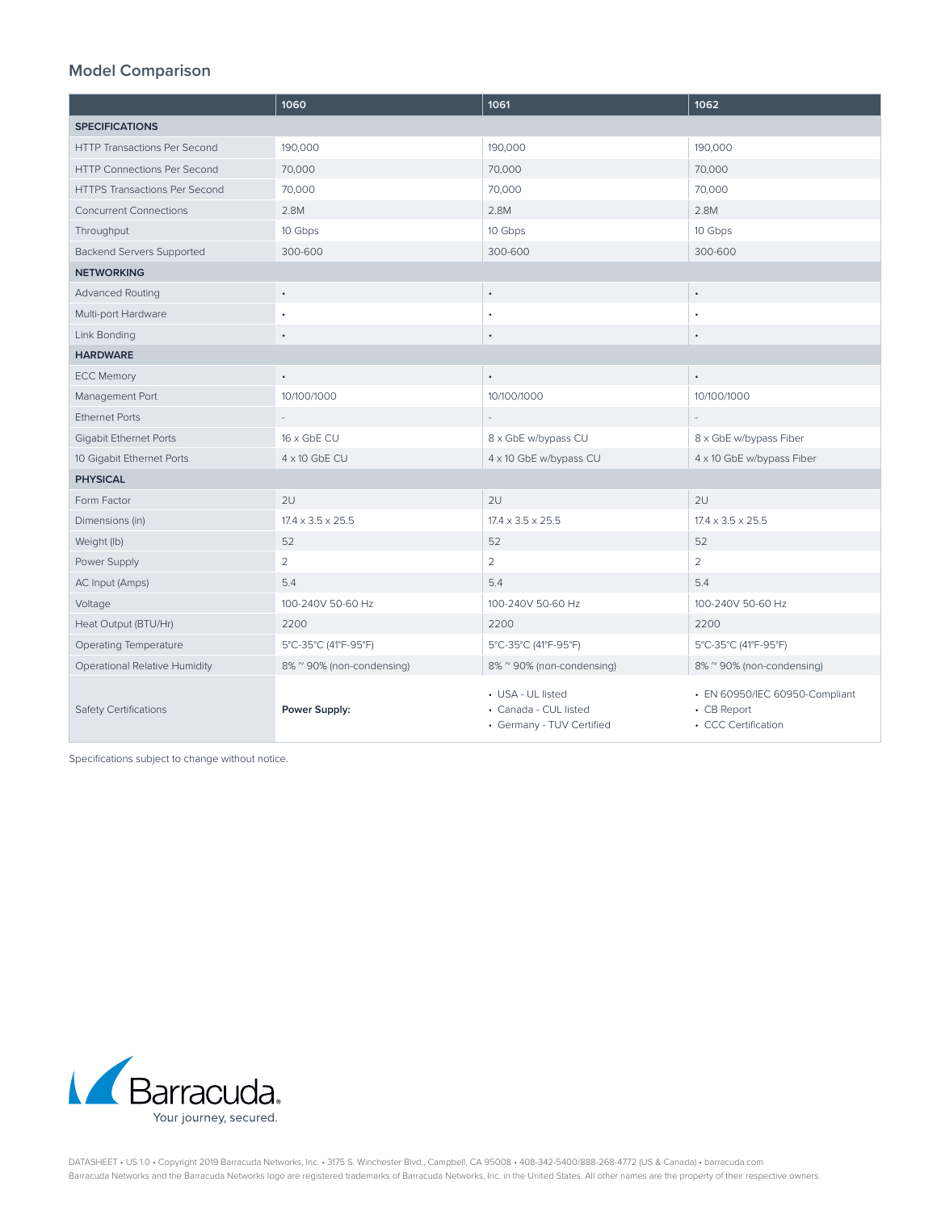## Model Comparison

| | 1060 | 1061 | 1062 |
|---|---|---|---|
| **SPECIFICATIONS** | | | |
| HTTP Transactions Per Second | 190,000 | 190,000 | 190,000 |
| HTTP Connections Per Second | 70,000 | 70,000 | 70,000 |
| HTTPS Transactions Per Second | 70,000 | 70,000 | 70,000 |
| Concurrent Connections | 2.8M | 2.8M | 2.8M |
| Throughput | 10 Gbps | 10 Gbps | 10 Gbps |
| Backend Servers Supported | 300-600 | 300-600 | 300-600 |
| **NETWORKING** | | | |
| Advanced Routing | • | • | • |
| Multi-port Hardware | • | • | • |
| Link Bonding | • | • | • |
| **HARDWARE** | | | |
| ECC Memory | • | • | • |
| Management Port | 10/100/1000 | 10/100/1000 | 10/100/1000 |
| Ethernet Ports | - | - | - |
| Gigabit Ethernet Ports | 16 x GbE CU | 8 x GbE w/bypass CU | 8 x GbE w/bypass Fiber |
| 10 Gigabit Ethernet Ports | 4 x 10 GbE CU | 4 x 10 GbE w/bypass CU | 4 x 10 GbE w/bypass Fiber |
| **PHYSICAL** | | | |
| Form Factor | 2U | 2U | 2U |
| Dimensions (in) | 17.4 x 3.5 x 25.5 | 17.4 x 3.5 x 25.5 | 17.4 x 3.5 x 25.5 |
| Weight (lb) | 52 | 52 | 52 |
| Power Supply | 2 | 2 | 2 |
| AC Input (Amps) | 5.4 | 5.4 | 5.4 |
| Voltage | 100-240V 50-60 Hz | 100-240V 50-60 Hz | 100-240V 50-60 Hz |
| Heat Output (BTU/Hr) | 2200 | 2200 | 2200 |
| Operating Temperature | 5°C-35°C (41°F-95°F) | 5°C-35°C (41°F-95°F) | 5°C-35°C (41°F-95°F) |
| Operational Relative Humidity | 8% ~ 90% (non-condensing) | 8% ~ 90% (non-condensing) | 8% ~ 90% (non-condensing) |
| Safety Certifications | **Power Supply:** | • USA - UL listed<br>• Canada - CUL listed<br>• Germany - TUV Certified | • EN 60950/IEC 60950-Compliant<br>• CB Report<br>• CCC Certification |

Specifications subject to change without notice.

Barracuda
Your journey, secured.

DATASHEET • US 1.0 • Copyright 2019 Barracuda Networks, Inc. • 3175 S. Winchester Blvd., Campbell, CA 95008 • 408-342-5400/888-268-4772 (US & Canada) • barracuda.com
Barracuda Networks and the Barracuda Networks logo are registered trademarks of Barracuda Networks, Inc. in the United States. All other names are the property of their respective owners.